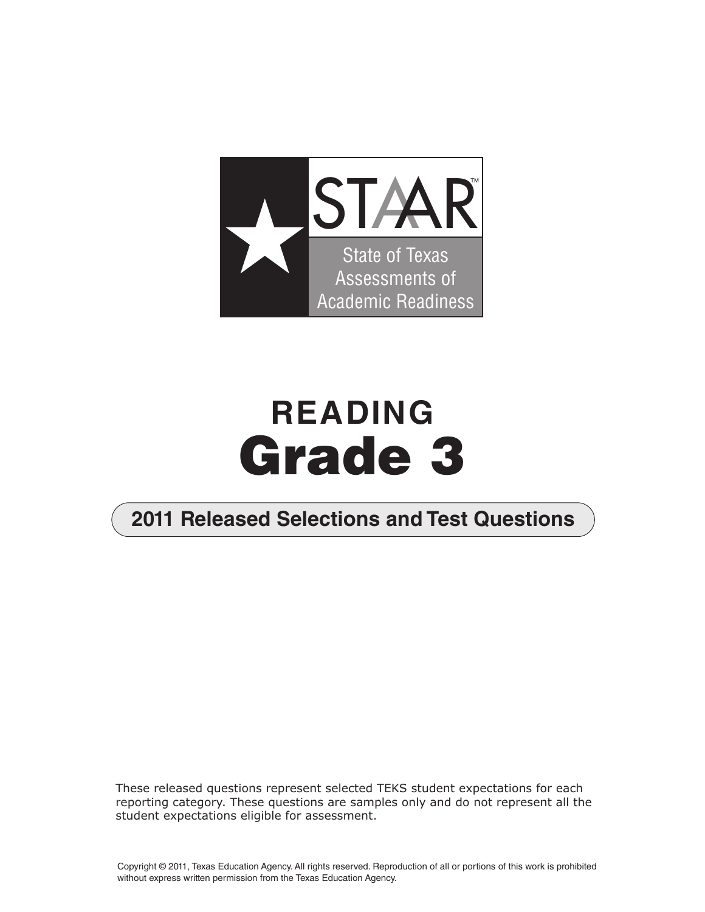STAAR™

State of Texas Assessments of Academic Readiness

# READING
# Grade 3

## 2011 Released Selections and Test Questions

These released questions represent selected TEKS student expectations for each reporting category. These questions are samples only and do not represent all the student expectations eligible for assessment.

Copyright © 2011, Texas Education Agency. All rights reserved. Reproduction of all or portions of this work is prohibited without express written permission from the Texas Education Agency.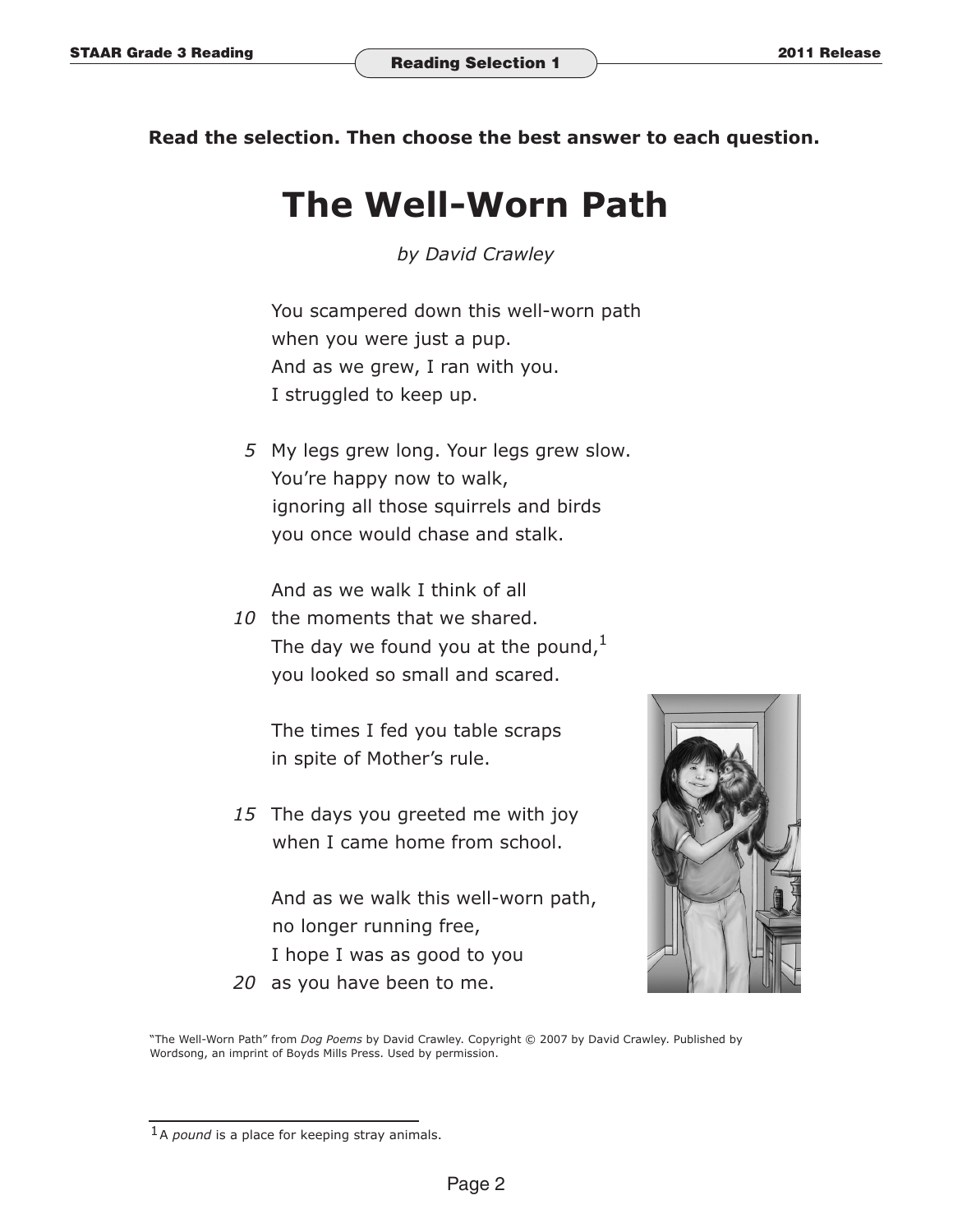**Read the selection. Then choose the best answer to each question.**

# The Well-Worn Path

*by David Crawley*

You scampered down this well-worn path  
when you were just a pup.  
And as we grew, I ran with you.  
I struggled to keep up.

5 My legs grew long. Your legs grew slow.  
You're happy now to walk,  
ignoring all those squirrels and birds  
you once would chase and stalk.

And as we walk I think of all  
10 the moments that we shared.  
The day we found you at the pound,[1]  
you looked so small and scared.

The times I fed you table scraps  
in spite of Mother's rule.

15 The days you greeted me with joy  
when I came home from school.

And as we walk this well-worn path,  
no longer running free,  
I hope I was as good to you  
20 as you have been to me.

"The Well-Worn Path" from *Dog Poems* by David Crawley. Copyright © 2007 by David Crawley. Published by Wordsong, an imprint of Boyds Mills Press. Used by permission.

---

[1] A *pound* is a place for keeping stray animals.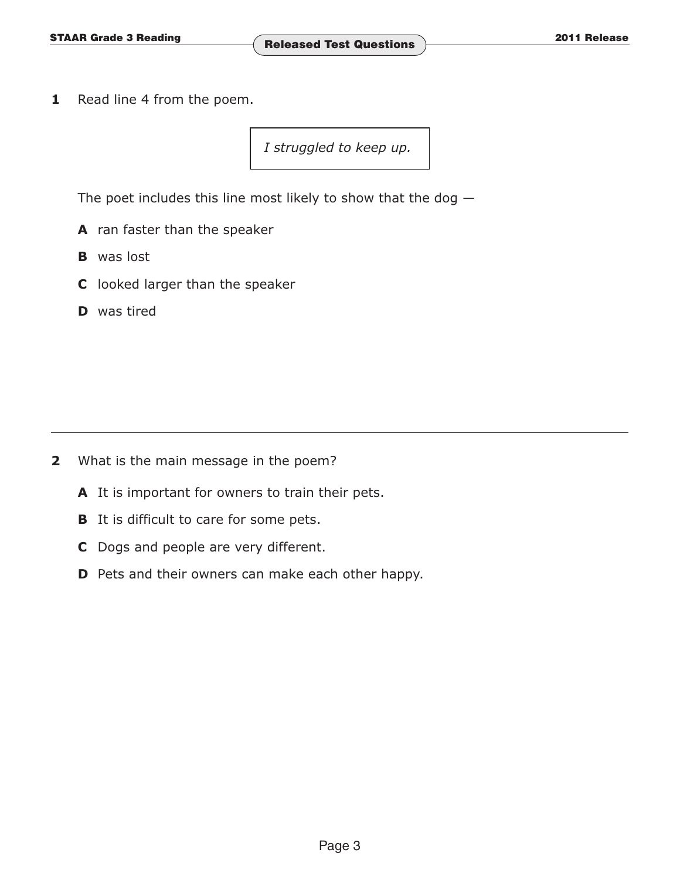**1** Read line 4 from the poem.

> *I struggled to keep up.*

The poet includes this line most likely to show that the dog —

**A** ran faster than the speaker

**B** was lost

**C** looked larger than the speaker

**D** was tired

---

**2** What is the main message in the poem?

**A** It is important for owners to train their pets.

**B** It is difficult to care for some pets.

**C** Dogs and people are very different.

**D** Pets and their owners can make each other happy.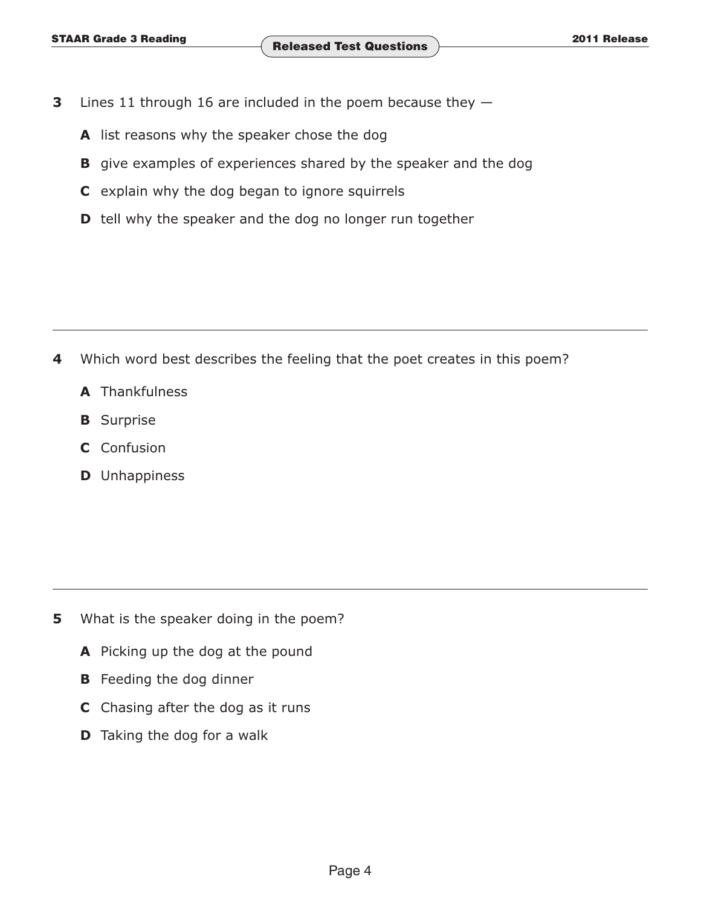**3** Lines 11 through 16 are included in the poem because they —

**A** list reasons why the speaker chose the dog

**B** give examples of experiences shared by the speaker and the dog

**C** explain why the dog began to ignore squirrels

**D** tell why the speaker and the dog no longer run together

---

**4** Which word best describes the feeling that the poet creates in this poem?

**A** Thankfulness

**B** Surprise

**C** Confusion

**D** Unhappiness

---

**5** What is the speaker doing in the poem?

**A** Picking up the dog at the pound

**B** Feeding the dog dinner

**C** Chasing after the dog as it runs

**D** Taking the dog for a walk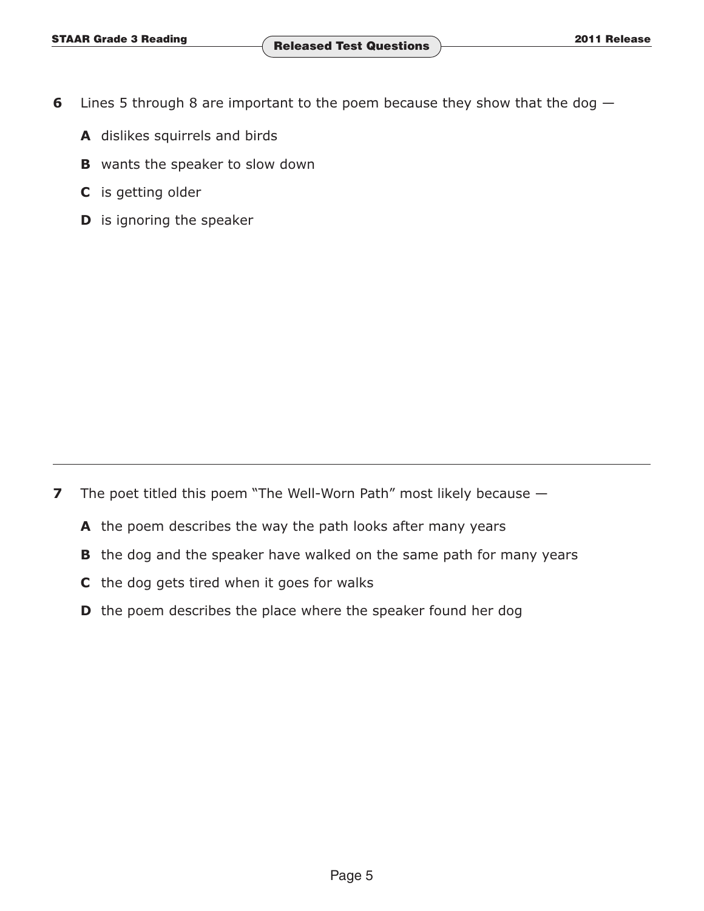**6** Lines 5 through 8 are important to the poem because they show that the dog —

**A** dislikes squirrels and birds

**B** wants the speaker to slow down

**C** is getting older

**D** is ignoring the speaker

---

**7** The poet titled this poem “The Well-Worn Path” most likely because —

**A** the poem describes the way the path looks after many years

**B** the dog and the speaker have walked on the same path for many years

**C** the dog gets tired when it goes for walks

**D** the poem describes the place where the speaker found her dog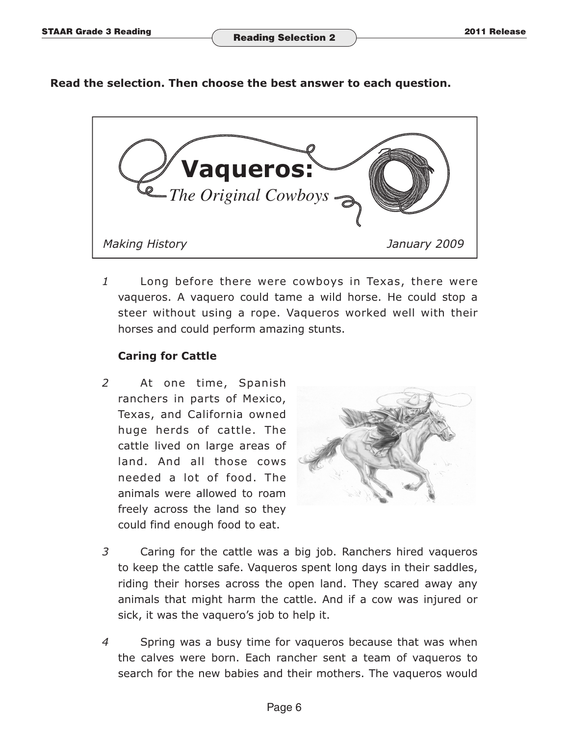**Read the selection. Then choose the best answer to each question.**

# Vaqueros:

## *The Original Cowboys*

*Making History* *January 2009*

1 Long before there were cowboys in Texas, there were vaqueros. A vaquero could tame a wild horse. He could stop a steer without using a rope. Vaqueros worked well with their horses and could perform amazing stunts.

### Caring for Cattle

2 At one time, Spanish ranchers in parts of Mexico, Texas, and California owned huge herds of cattle. The cattle lived on large areas of land. And all those cows needed a lot of food. The animals were allowed to roam freely across the land so they could find enough food to eat.

3 Caring for the cattle was a big job. Ranchers hired vaqueros to keep the cattle safe. Vaqueros spent long days in their saddles, riding their horses across the open land. They scared away any animals that might harm the cattle. And if a cow was injured or sick, it was the vaquero's job to help it.

4 Spring was a busy time for vaqueros because that was when the calves were born. Each rancher sent a team of vaqueros to search for the new babies and their mothers. The vaqueros would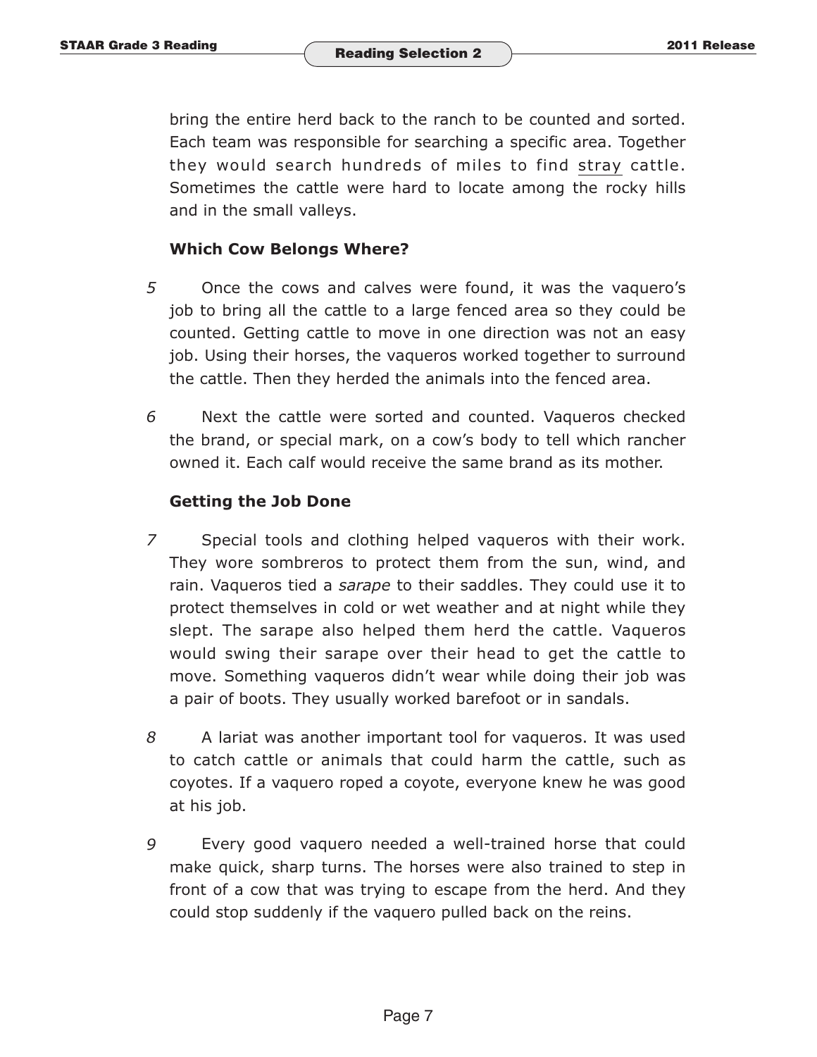bring the entire herd back to the ranch to be counted and sorted. Each team was responsible for searching a specific area. Together they would search hundreds of miles to find <u>stray</u> cattle. Sometimes the cattle were hard to locate among the rocky hills and in the small valleys.

### Which Cow Belongs Where?

*5* Once the cows and calves were found, it was the vaquero's job to bring all the cattle to a large fenced area so they could be counted. Getting cattle to move in one direction was not an easy job. Using their horses, the vaqueros worked together to surround the cattle. Then they herded the animals into the fenced area.

*6* Next the cattle were sorted and counted. Vaqueros checked the brand, or special mark, on a cow's body to tell which rancher owned it. Each calf would receive the same brand as its mother.

### Getting the Job Done

*7* Special tools and clothing helped vaqueros with their work. They wore sombreros to protect them from the sun, wind, and rain. Vaqueros tied a *sarape* to their saddles. They could use it to protect themselves in cold or wet weather and at night while they slept. The sarape also helped them herd the cattle. Vaqueros would swing their sarape over their head to get the cattle to move. Something vaqueros didn't wear while doing their job was a pair of boots. They usually worked barefoot or in sandals.

*8* A lariat was another important tool for vaqueros. It was used to catch cattle or animals that could harm the cattle, such as coyotes. If a vaquero roped a coyote, everyone knew he was good at his job.

*9* Every good vaquero needed a well-trained horse that could make quick, sharp turns. The horses were also trained to step in front of a cow that was trying to escape from the herd. And they could stop suddenly if the vaquero pulled back on the reins.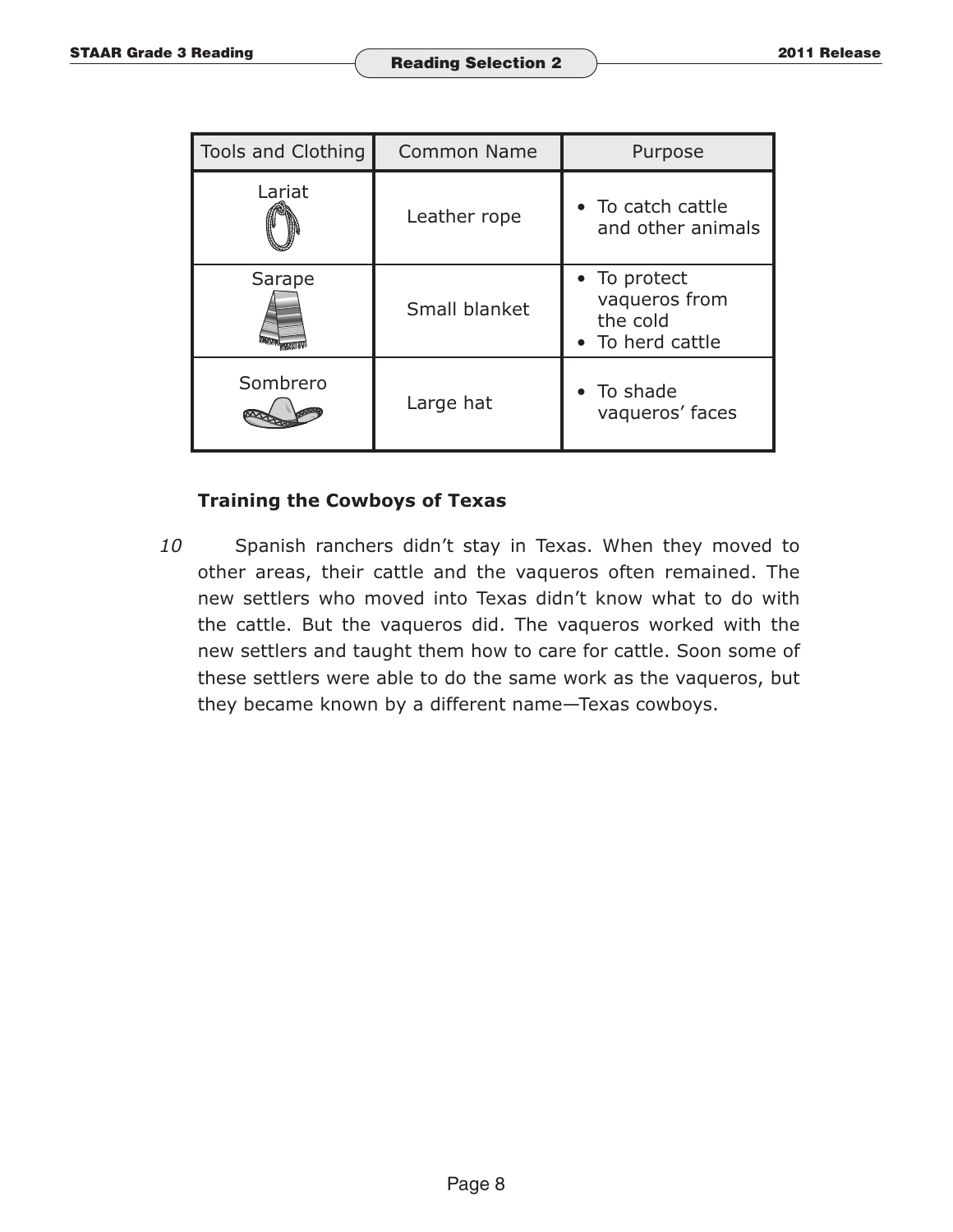| Tools and Clothing | Common Name | Purpose |
|---|---|---|
| Lariat | Leather rope | • To catch cattle and other animals |
| Sarape | Small blanket | • To protect vaqueros from the cold<br>• To herd cattle |
| Sombrero | Large hat | • To shade vaqueros' faces |

**Training the Cowboys of Texas**

*10* Spanish ranchers didn't stay in Texas. When they moved to other areas, their cattle and the vaqueros often remained. The new settlers who moved into Texas didn't know what to do with the cattle. But the vaqueros did. The vaqueros worked with the new settlers and taught them how to care for cattle. Soon some of these settlers were able to do the same work as the vaqueros, but they became known by a different name—Texas cowboys.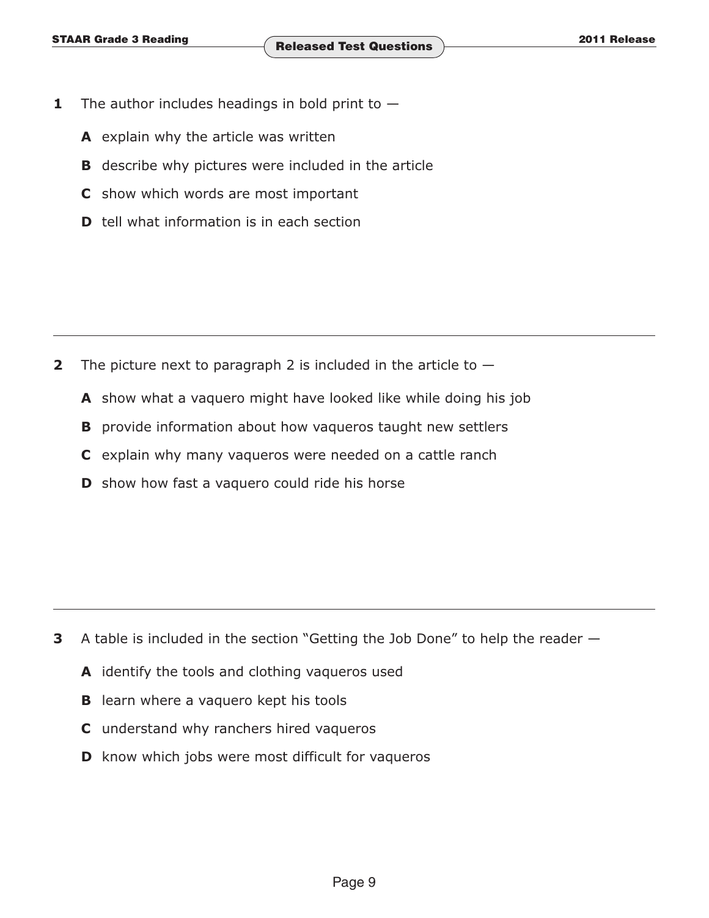**1** The author includes headings in bold print to —

**A** explain why the article was written

**B** describe why pictures were included in the article

**C** show which words are most important

**D** tell what information is in each section

---

**2** The picture next to paragraph 2 is included in the article to —

**A** show what a vaquero might have looked like while doing his job

**B** provide information about how vaqueros taught new settlers

**C** explain why many vaqueros were needed on a cattle ranch

**D** show how fast a vaquero could ride his horse

---

**3** A table is included in the section "Getting the Job Done" to help the reader —

**A** identify the tools and clothing vaqueros used

**B** learn where a vaquero kept his tools

**C** understand why ranchers hired vaqueros

**D** know which jobs were most difficult for vaqueros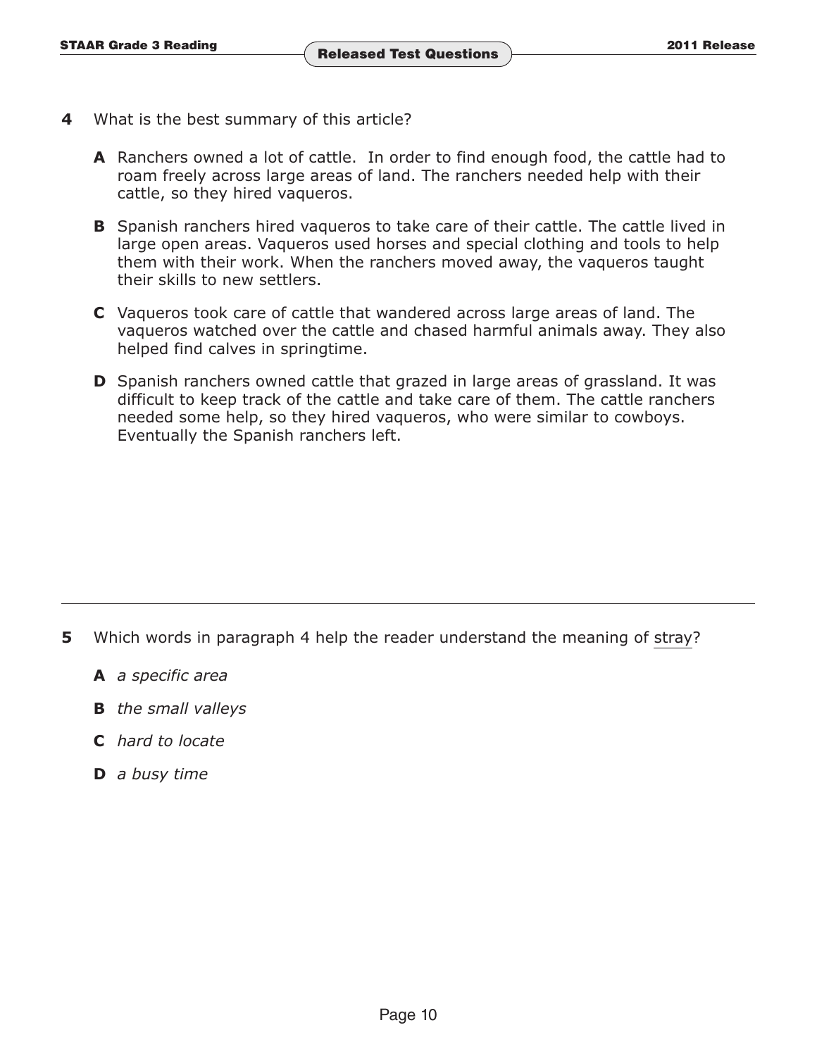**4** What is the best summary of this article?

**A** Ranchers owned a lot of cattle. In order to find enough food, the cattle had to roam freely across large areas of land. The ranchers needed help with their cattle, so they hired vaqueros.

**B** Spanish ranchers hired vaqueros to take care of their cattle. The cattle lived in large open areas. Vaqueros used horses and special clothing and tools to help them with their work. When the ranchers moved away, the vaqueros taught their skills to new settlers.

**C** Vaqueros took care of cattle that wandered across large areas of land. The vaqueros watched over the cattle and chased harmful animals away. They also helped find calves in springtime.

**D** Spanish ranchers owned cattle that grazed in large areas of grassland. It was difficult to keep track of the cattle and take care of them. The cattle ranchers needed some help, so they hired vaqueros, who were similar to cowboys. Eventually the Spanish ranchers left.

---

**5** Which words in paragraph 4 help the reader understand the meaning of <u>stray</u>?

**A** *a specific area*

**B** *the small valleys*

**C** *hard to locate*

**D** *a busy time*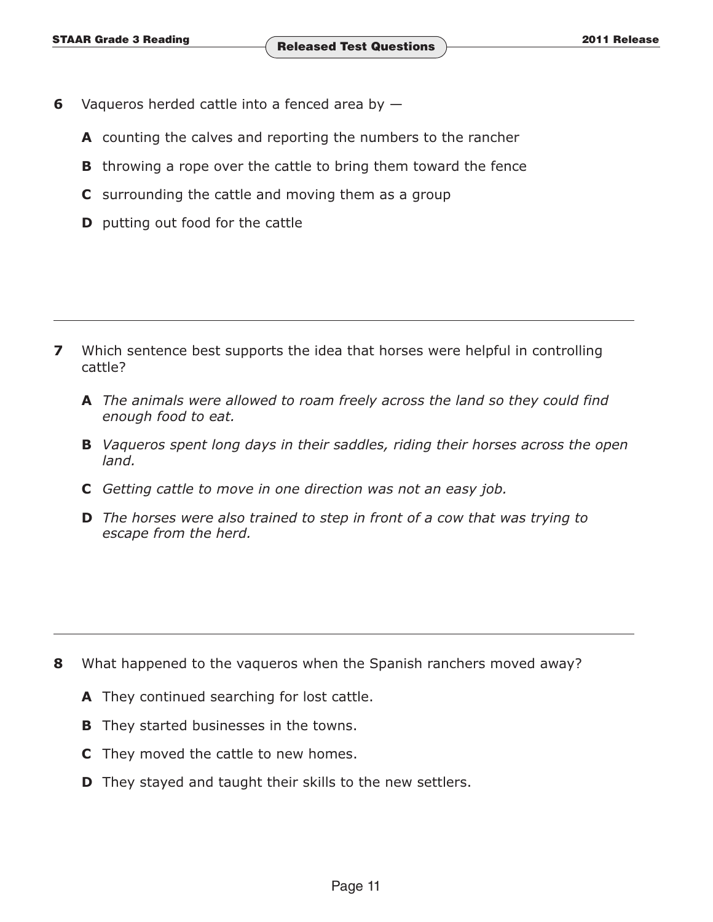**6** Vaqueros herded cattle into a fenced area by —

**A** counting the calves and reporting the numbers to the rancher

**B** throwing a rope over the cattle to bring them toward the fence

**C** surrounding the cattle and moving them as a group

**D** putting out food for the cattle

---

**7** Which sentence best supports the idea that horses were helpful in controlling cattle?

**A** *The animals were allowed to roam freely across the land so they could find enough food to eat.*

**B** *Vaqueros spent long days in their saddles, riding their horses across the open land.*

**C** *Getting cattle to move in one direction was not an easy job.*

**D** *The horses were also trained to step in front of a cow that was trying to escape from the herd.*

---

**8** What happened to the vaqueros when the Spanish ranchers moved away?

**A** They continued searching for lost cattle.

**B** They started businesses in the towns.

**C** They moved the cattle to new homes.

**D** They stayed and taught their skills to the new settlers.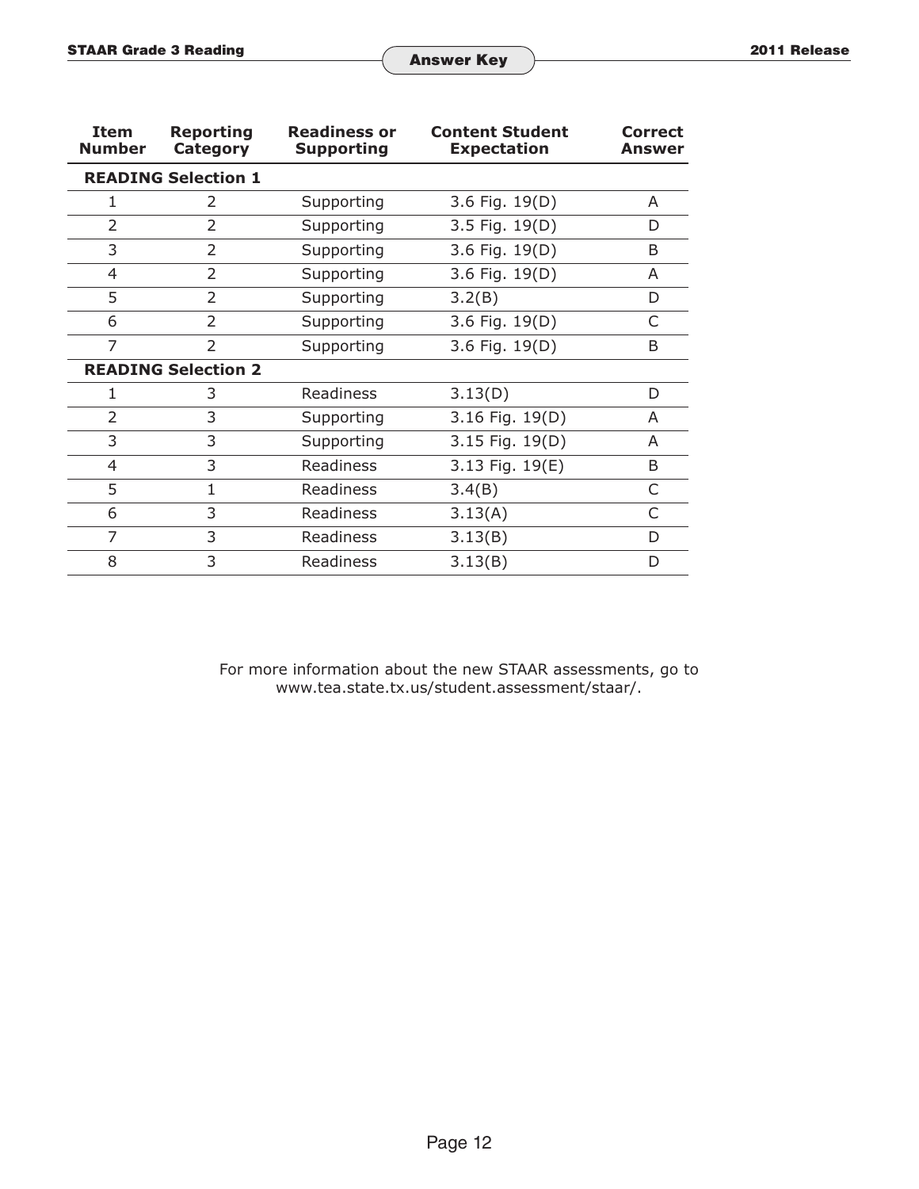## Answer Key

| Item Number | Reporting Category | Readiness or Supporting | Content Student Expectation | Correct Answer |
|---|---|---|---|---|
| **READING Selection 1** | | | | |
| 1 | 2 | Supporting | 3.6 Fig. 19(D) | A |
| 2 | 2 | Supporting | 3.5 Fig. 19(D) | D |
| 3 | 2 | Supporting | 3.6 Fig. 19(D) | B |
| 4 | 2 | Supporting | 3.6 Fig. 19(D) | A |
| 5 | 2 | Supporting | 3.2(B) | D |
| 6 | 2 | Supporting | 3.6 Fig. 19(D) | C |
| 7 | 2 | Supporting | 3.6 Fig. 19(D) | B |
| **READING Selection 2** | | | | |
| 1 | 3 | Readiness | 3.13(D) | D |
| 2 | 3 | Supporting | 3.16 Fig. 19(D) | A |
| 3 | 3 | Supporting | 3.15 Fig. 19(D) | A |
| 4 | 3 | Readiness | 3.13 Fig. 19(E) | B |
| 5 | 1 | Readiness | 3.4(B) | C |
| 6 | 3 | Readiness | 3.13(A) | C |
| 7 | 3 | Readiness | 3.13(B) | D |
| 8 | 3 | Readiness | 3.13(B) | D |

For more information about the new STAAR assessments, go to www.tea.state.tx.us/student.assessment/staar/.